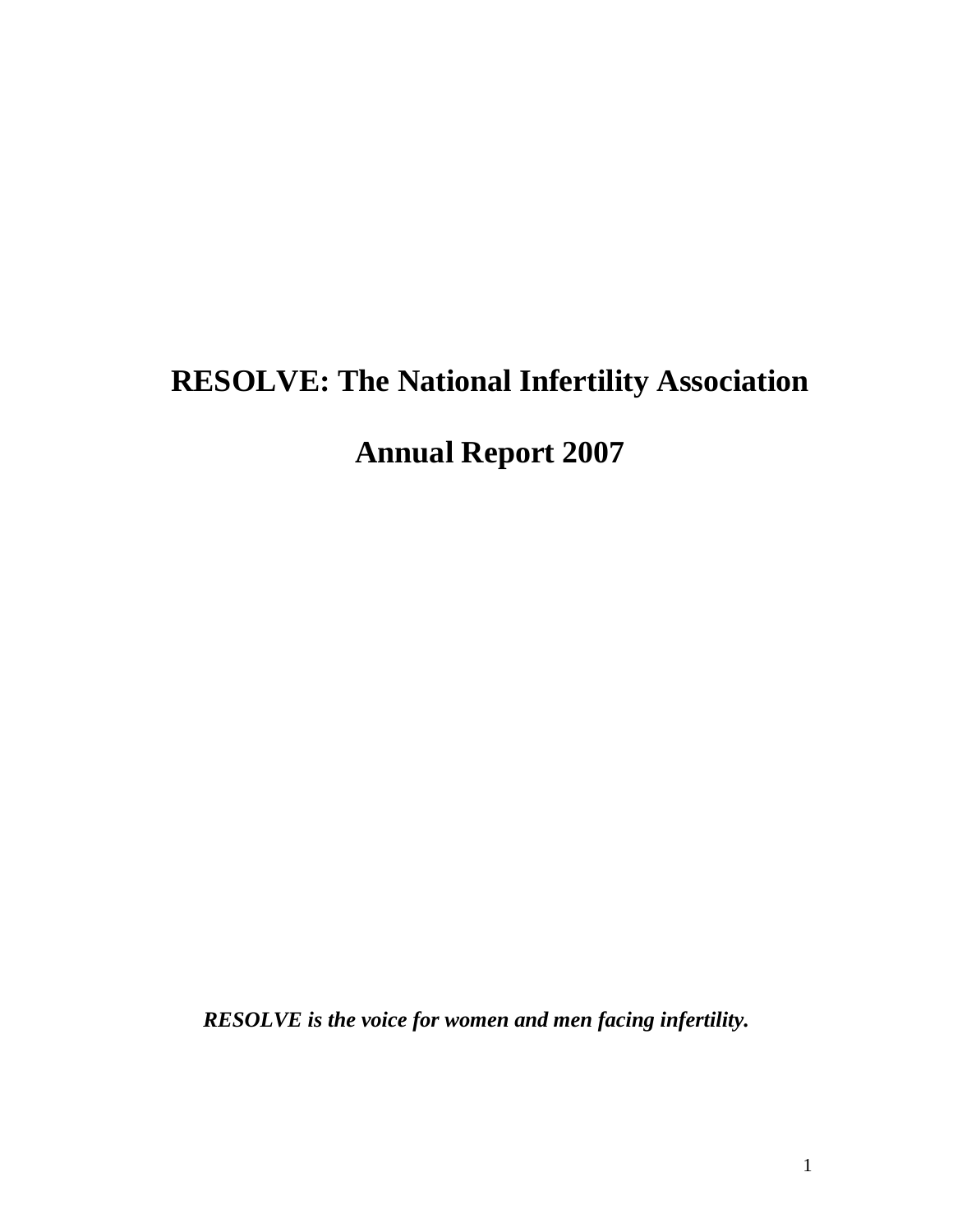# RESOLVE: The National Infertility Association

# Annual Report 2007

***RESOLVE is the voice for women and men facing infertility.***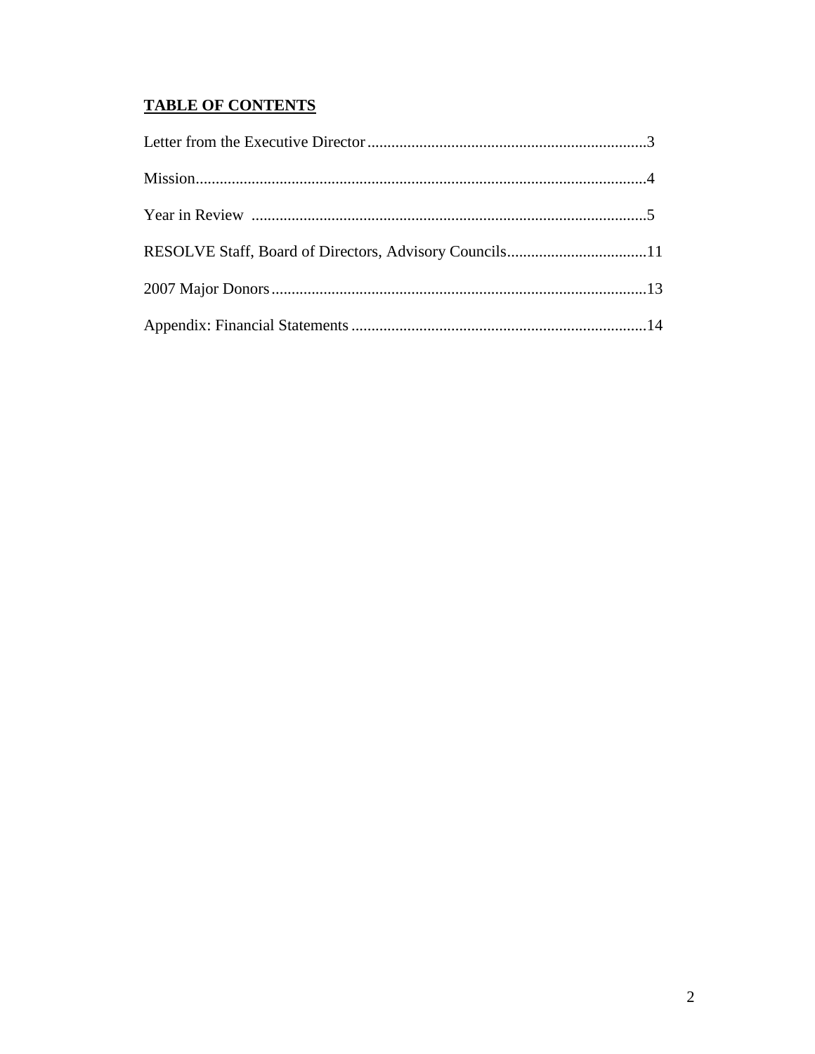## TABLE OF CONTENTS

Letter from the Executive Director.....................................................................3

Mission................................................................................................................4

Year in Review ..................................................................................................5

RESOLVE Staff, Board of Directors, Advisory Councils...................................11

2007 Major Donors.............................................................................................13

Appendix: Financial Statements.........................................................................14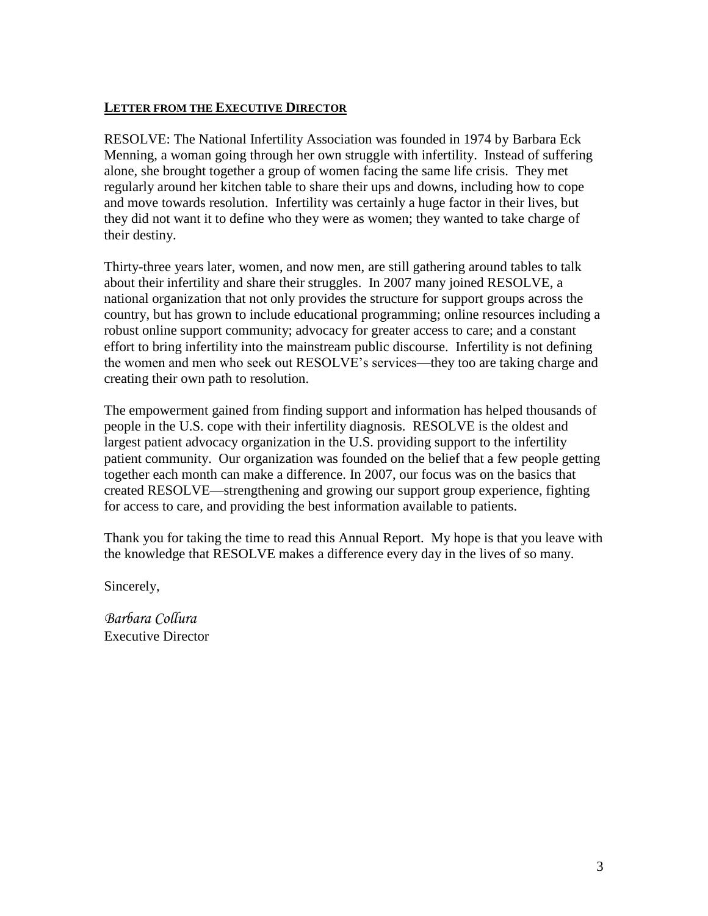## Letter from the Executive Director

RESOLVE: The National Infertility Association was founded in 1974 by Barbara Eck Menning, a woman going through her own struggle with infertility. Instead of suffering alone, she brought together a group of women facing the same life crisis. They met regularly around her kitchen table to share their ups and downs, including how to cope and move towards resolution. Infertility was certainly a huge factor in their lives, but they did not want it to define who they were as women; they wanted to take charge of their destiny.

Thirty-three years later, women, and now men, are still gathering around tables to talk about their infertility and share their struggles. In 2007 many joined RESOLVE, a national organization that not only provides the structure for support groups across the country, but has grown to include educational programming; online resources including a robust online support community; advocacy for greater access to care; and a constant effort to bring infertility into the mainstream public discourse. Infertility is not defining the women and men who seek out RESOLVE's services—they too are taking charge and creating their own path to resolution.

The empowerment gained from finding support and information has helped thousands of people in the U.S. cope with their infertility diagnosis. RESOLVE is the oldest and largest patient advocacy organization in the U.S. providing support to the infertility patient community. Our organization was founded on the belief that a few people getting together each month can make a difference. In 2007, our focus was on the basics that created RESOLVE—strengthening and growing our support group experience, fighting for access to care, and providing the best information available to patients.

Thank you for taking the time to read this Annual Report. My hope is that you leave with the knowledge that RESOLVE makes a difference every day in the lives of so many.

Sincerely,

*Barbara Collura*
Executive Director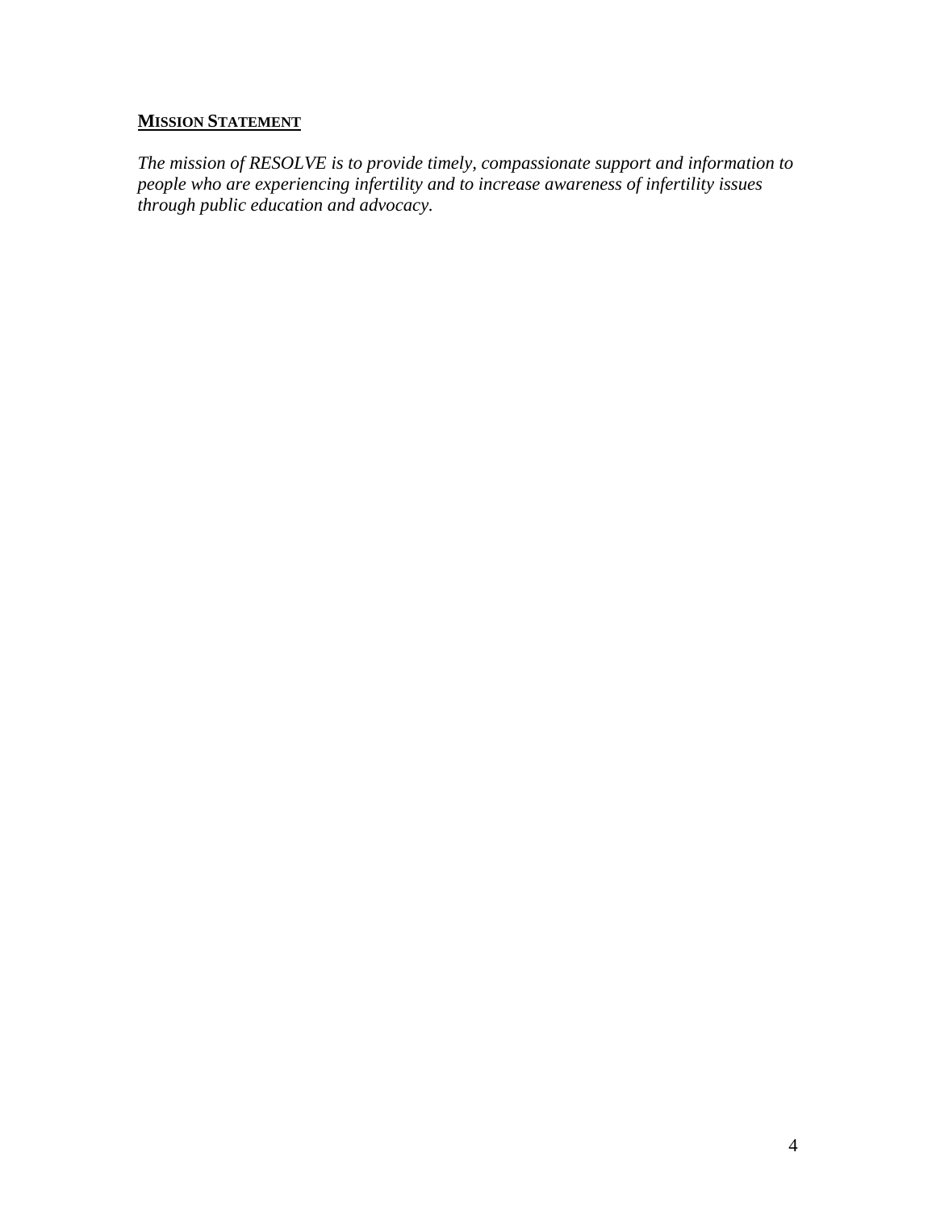## MISSION STATEMENT

*The mission of RESOLVE is to provide timely, compassionate support and information to people who are experiencing infertility and to increase awareness of infertility issues through public education and advocacy.*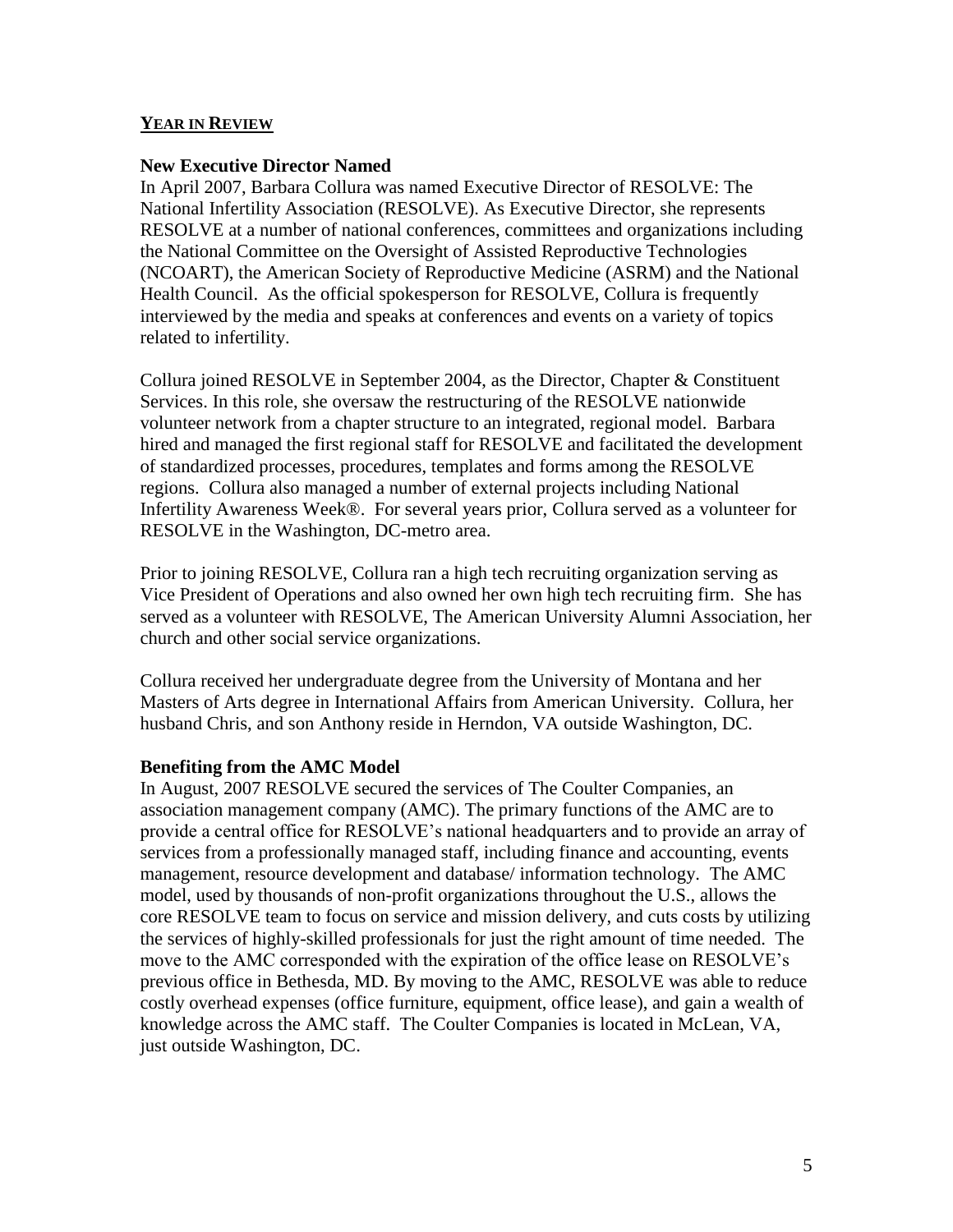## Year in Review

### New Executive Director Named

In April 2007, Barbara Collura was named Executive Director of RESOLVE: The National Infertility Association (RESOLVE). As Executive Director, she represents RESOLVE at a number of national conferences, committees and organizations including the National Committee on the Oversight of Assisted Reproductive Technologies (NCOART), the American Society of Reproductive Medicine (ASRM) and the National Health Council. As the official spokesperson for RESOLVE, Collura is frequently interviewed by the media and speaks at conferences and events on a variety of topics related to infertility.

Collura joined RESOLVE in September 2004, as the Director, Chapter & Constituent Services. In this role, she oversaw the restructuring of the RESOLVE nationwide volunteer network from a chapter structure to an integrated, regional model. Barbara hired and managed the first regional staff for RESOLVE and facilitated the development of standardized processes, procedures, templates and forms among the RESOLVE regions. Collura also managed a number of external projects including National Infertility Awareness Week®. For several years prior, Collura served as a volunteer for RESOLVE in the Washington, DC-metro area.

Prior to joining RESOLVE, Collura ran a high tech recruiting organization serving as Vice President of Operations and also owned her own high tech recruiting firm. She has served as a volunteer with RESOLVE, The American University Alumni Association, her church and other social service organizations.

Collura received her undergraduate degree from the University of Montana and her Masters of Arts degree in International Affairs from American University. Collura, her husband Chris, and son Anthony reside in Herndon, VA outside Washington, DC.

### Benefiting from the AMC Model

In August, 2007 RESOLVE secured the services of The Coulter Companies, an association management company (AMC). The primary functions of the AMC are to provide a central office for RESOLVE's national headquarters and to provide an array of services from a professionally managed staff, including finance and accounting, events management, resource development and database/ information technology. The AMC model, used by thousands of non-profit organizations throughout the U.S., allows the core RESOLVE team to focus on service and mission delivery, and cuts costs by utilizing the services of highly-skilled professionals for just the right amount of time needed. The move to the AMC corresponded with the expiration of the office lease on RESOLVE's previous office in Bethesda, MD. By moving to the AMC, RESOLVE was able to reduce costly overhead expenses (office furniture, equipment, office lease), and gain a wealth of knowledge across the AMC staff. The Coulter Companies is located in McLean, VA, just outside Washington, DC.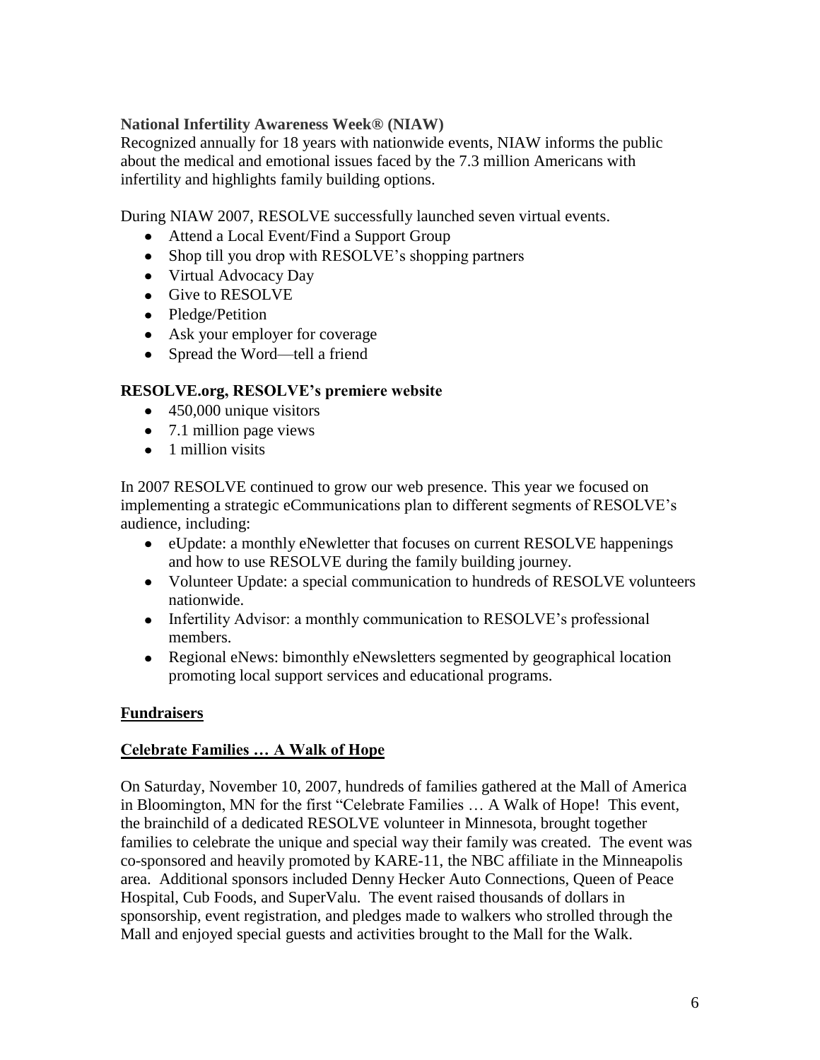**National Infertility Awareness Week® (NIAW)**

Recognized annually for 18 years with nationwide events, NIAW informs the public about the medical and emotional issues faced by the 7.3 million Americans with infertility and highlights family building options.

During NIAW 2007, RESOLVE successfully launched seven virtual events.

- Attend a Local Event/Find a Support Group
- Shop till you drop with RESOLVE's shopping partners
- Virtual Advocacy Day
- Give to RESOLVE
- Pledge/Petition
- Ask your employer for coverage
- Spread the Word—tell a friend

**RESOLVE.org, RESOLVE's premiere website**

- 450,000 unique visitors
- 7.1 million page views
- 1 million visits

In 2007 RESOLVE continued to grow our web presence. This year we focused on implementing a strategic eCommunications plan to different segments of RESOLVE's audience, including:

- eUpdate: a monthly eNewletter that focuses on current RESOLVE happenings and how to use RESOLVE during the family building journey.
- Volunteer Update: a special communication to hundreds of RESOLVE volunteers nationwide.
- Infertility Advisor: a monthly communication to RESOLVE's professional members.
- Regional eNews: bimonthly eNewsletters segmented by geographical location promoting local support services and educational programs.

## Fundraisers

### Celebrate Families … A Walk of Hope

On Saturday, November 10, 2007, hundreds of families gathered at the Mall of America in Bloomington, MN for the first "Celebrate Families … A Walk of Hope! This event, the brainchild of a dedicated RESOLVE volunteer in Minnesota, brought together families to celebrate the unique and special way their family was created. The event was co-sponsored and heavily promoted by KARE-11, the NBC affiliate in the Minneapolis area. Additional sponsors included Denny Hecker Auto Connections, Queen of Peace Hospital, Cub Foods, and SuperValu. The event raised thousands of dollars in sponsorship, event registration, and pledges made to walkers who strolled through the Mall and enjoyed special guests and activities brought to the Mall for the Walk.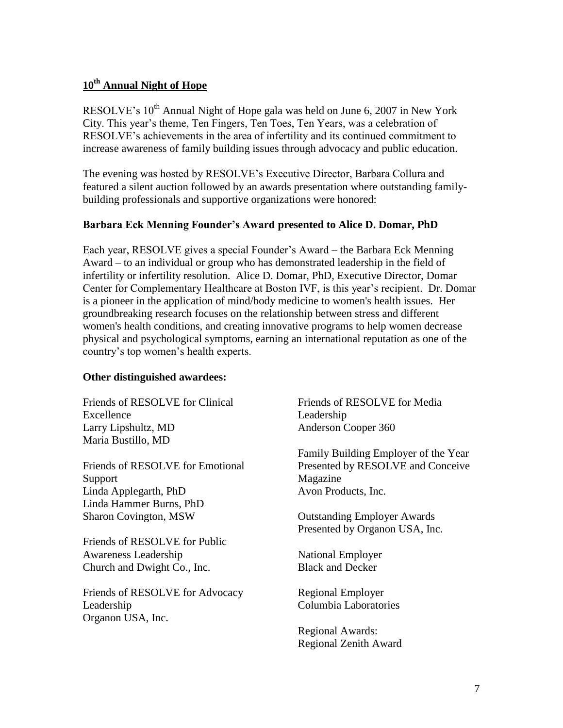## 10th Annual Night of Hope

RESOLVE's 10th Annual Night of Hope gala was held on June 6, 2007 in New York City. This year's theme, Ten Fingers, Ten Toes, Ten Years, was a celebration of RESOLVE's achievements in the area of infertility and its continued commitment to increase awareness of family building issues through advocacy and public education.

The evening was hosted by RESOLVE's Executive Director, Barbara Collura and featured a silent auction followed by an awards presentation where outstanding family-building professionals and supportive organizations were honored:

### Barbara Eck Menning Founder's Award presented to Alice D. Domar, PhD

Each year, RESOLVE gives a special Founder's Award – the Barbara Eck Menning Award – to an individual or group who has demonstrated leadership in the field of infertility or infertility resolution. Alice D. Domar, PhD, Executive Director, Domar Center for Complementary Healthcare at Boston IVF, is this year's recipient. Dr. Domar is a pioneer in the application of mind/body medicine to women's health issues. Her groundbreaking research focuses on the relationship between stress and different women's health conditions, and creating innovative programs to help women decrease physical and psychological symptoms, earning an international reputation as one of the country's top women's health experts.

**Other distinguished awardees:**

Friends of RESOLVE for Clinical Excellence
Larry Lipshultz, MD
Maria Bustillo, MD

Friends of RESOLVE for Emotional Support
Linda Applegarth, PhD
Linda Hammer Burns, PhD
Sharon Covington, MSW

Friends of RESOLVE for Public Awareness Leadership
Church and Dwight Co., Inc.

Friends of RESOLVE for Advocacy Leadership
Organon USA, Inc.

Friends of RESOLVE for Media Leadership
Anderson Cooper 360

Family Building Employer of the Year
Presented by RESOLVE and Conceive Magazine
Avon Products, Inc.

Outstanding Employer Awards
Presented by Organon USA, Inc.

National Employer
Black and Decker

Regional Employer
Columbia Laboratories

Regional Awards:
Regional Zenith Award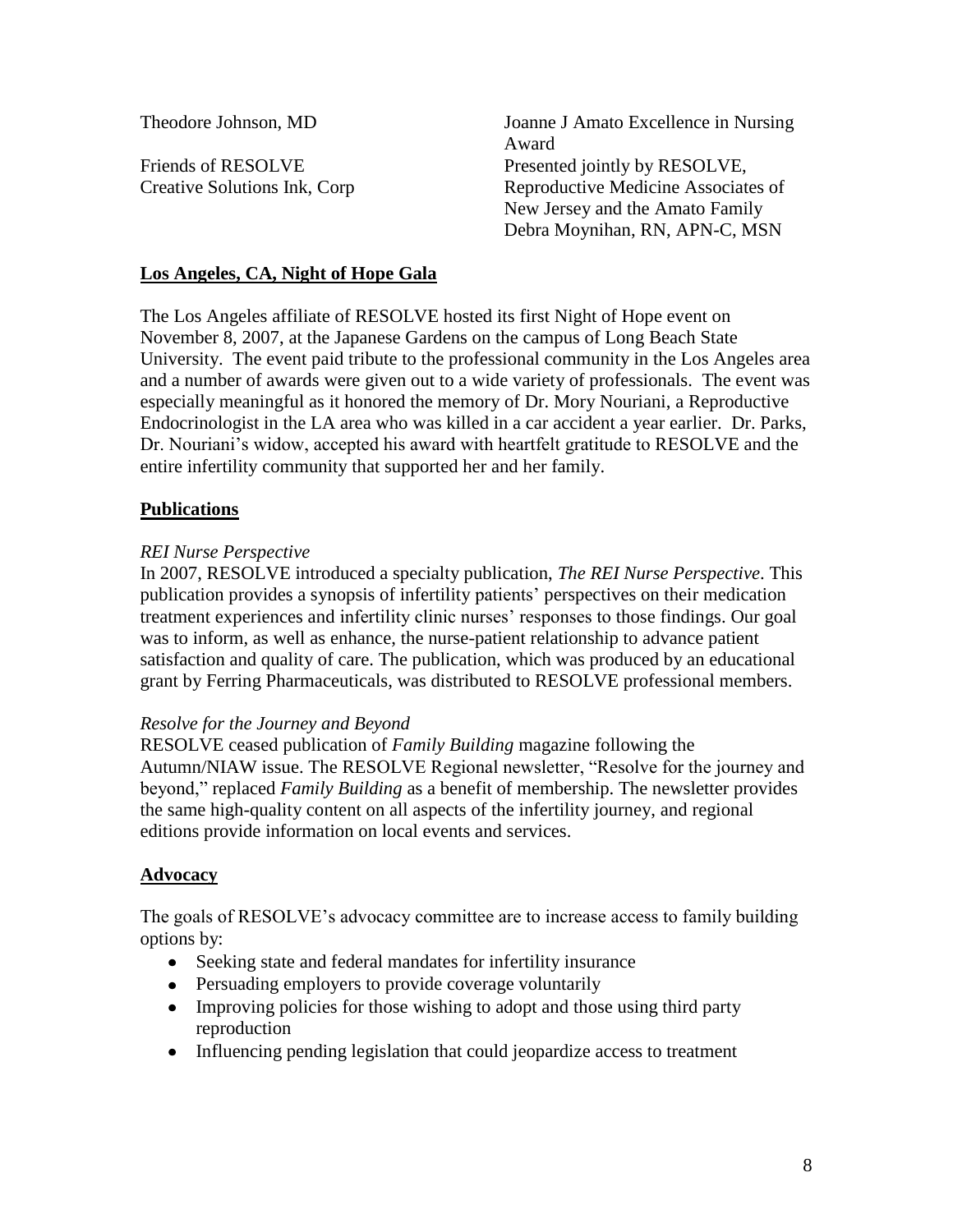Theodore Johnson, MD

Friends of RESOLVE

Creative Solutions Ink, Corp

Joanne J Amato Excellence in Nursing Award
Presented jointly by RESOLVE, Reproductive Medicine Associates of New Jersey and the Amato Family
Debra Moynihan, RN, APN-C, MSN

**Los Angeles, CA, Night of Hope Gala**

The Los Angeles affiliate of RESOLVE hosted its first Night of Hope event on November 8, 2007, at the Japanese Gardens on the campus of Long Beach State University. The event paid tribute to the professional community in the Los Angeles area and a number of awards were given out to a wide variety of professionals. The event was especially meaningful as it honored the memory of Dr. Mory Nouriani, a Reproductive Endocrinologist in the LA area who was killed in a car accident a year earlier. Dr. Parks, Dr. Nouriani's widow, accepted his award with heartfelt gratitude to RESOLVE and the entire infertility community that supported her and her family.

**Publications**

*REI Nurse Perspective*
In 2007, RESOLVE introduced a specialty publication, *The REI Nurse Perspective*. This publication provides a synopsis of infertility patients' perspectives on their medication treatment experiences and infertility clinic nurses' responses to those findings. Our goal was to inform, as well as enhance, the nurse-patient relationship to advance patient satisfaction and quality of care. The publication, which was produced by an educational grant by Ferring Pharmaceuticals, was distributed to RESOLVE professional members.

*Resolve for the Journey and Beyond*
RESOLVE ceased publication of *Family Building* magazine following the Autumn/NIAW issue. The RESOLVE Regional newsletter, "Resolve for the journey and beyond," replaced *Family Building* as a benefit of membership. The newsletter provides the same high-quality content on all aspects of the infertility journey, and regional editions provide information on local events and services.

**Advocacy**

The goals of RESOLVE's advocacy committee are to increase access to family building options by:

- Seeking state and federal mandates for infertility insurance
- Persuading employers to provide coverage voluntarily
- Improving policies for those wishing to adopt and those using third party reproduction
- Influencing pending legislation that could jeopardize access to treatment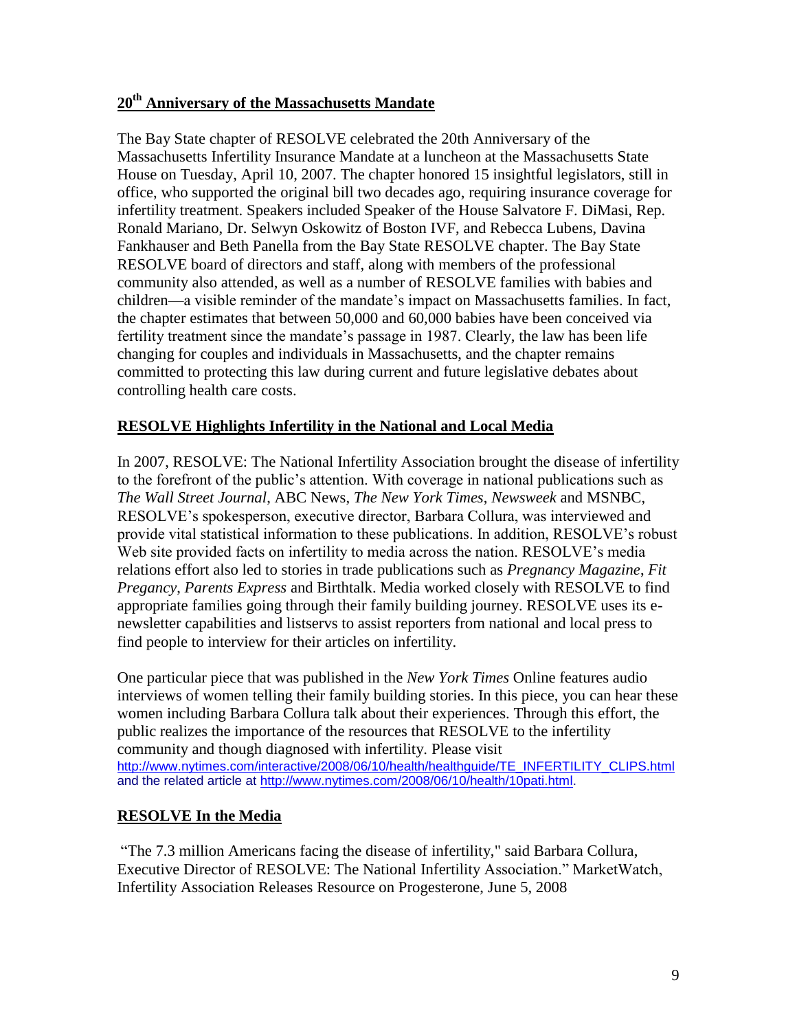## 20th Anniversary of the Massachusetts Mandate

The Bay State chapter of RESOLVE celebrated the 20th Anniversary of the Massachusetts Infertility Insurance Mandate at a luncheon at the Massachusetts State House on Tuesday, April 10, 2007. The chapter honored 15 insightful legislators, still in office, who supported the original bill two decades ago, requiring insurance coverage for infertility treatment. Speakers included Speaker of the House Salvatore F. DiMasi, Rep. Ronald Mariano, Dr. Selwyn Oskowitz of Boston IVF, and Rebecca Lubens, Davina Fankhauser and Beth Panella from the Bay State RESOLVE chapter. The Bay State RESOLVE board of directors and staff, along with members of the professional community also attended, as well as a number of RESOLVE families with babies and children—a visible reminder of the mandate's impact on Massachusetts families. In fact, the chapter estimates that between 50,000 and 60,000 babies have been conceived via fertility treatment since the mandate's passage in 1987. Clearly, the law has been life changing for couples and individuals in Massachusetts, and the chapter remains committed to protecting this law during current and future legislative debates about controlling health care costs.

## RESOLVE Highlights Infertility in the National and Local Media

In 2007, RESOLVE: The National Infertility Association brought the disease of infertility to the forefront of the public's attention. With coverage in national publications such as *The Wall Street Journal*, ABC News, *The New York Times*, *Newsweek* and MSNBC, RESOLVE's spokesperson, executive director, Barbara Collura, was interviewed and provide vital statistical information to these publications. In addition, RESOLVE's robust Web site provided facts on infertility to media across the nation. RESOLVE's media relations effort also led to stories in trade publications such as *Pregnancy Magazine*, *Fit Pregancy*, *Parents Express* and Birthtalk. Media worked closely with RESOLVE to find appropriate families going through their family building journey. RESOLVE uses its e-newsletter capabilities and listservs to assist reporters from national and local press to find people to interview for their articles on infertility.

One particular piece that was published in the *New York Times* Online features audio interviews of women telling their family building stories. In this piece, you can hear these women including Barbara Collura talk about their experiences. Through this effort, the public realizes the importance of the resources that RESOLVE to the infertility community and though diagnosed with infertility. Please visit http://www.nytimes.com/interactive/2008/06/10/health/healthguide/TE_INFERTILITY_CLIPS.html and the related article at http://www.nytimes.com/2008/06/10/health/10pati.html.

## RESOLVE In the Media

"The 7.3 million Americans facing the disease of infertility," said Barbara Collura, Executive Director of RESOLVE: The National Infertility Association." MarketWatch, Infertility Association Releases Resource on Progesterone, June 5, 2008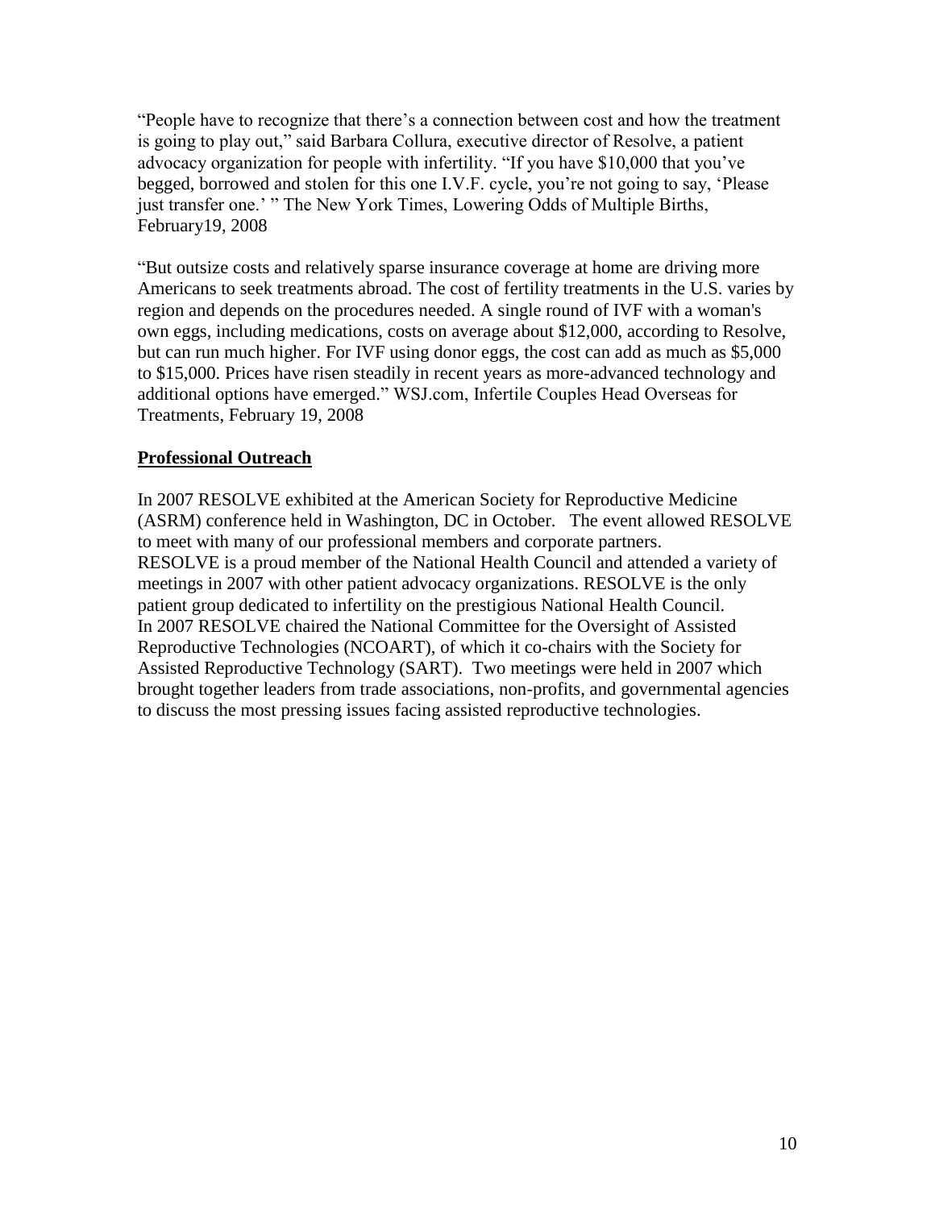"People have to recognize that there's a connection between cost and how the treatment is going to play out," said Barbara Collura, executive director of Resolve, a patient advocacy organization for people with infertility. "If you have $10,000 that you've begged, borrowed and stolen for this one I.V.F. cycle, you're not going to say, 'Please just transfer one.' " The New York Times, Lowering Odds of Multiple Births, February19, 2008

"But outsize costs and relatively sparse insurance coverage at home are driving more Americans to seek treatments abroad. The cost of fertility treatments in the U.S. varies by region and depends on the procedures needed. A single round of IVF with a woman's own eggs, including medications, costs on average about $12,000, according to Resolve, but can run much higher. For IVF using donor eggs, the cost can add as much as $5,000 to $15,000. Prices have risen steadily in recent years as more-advanced technology and additional options have emerged." WSJ.com, Infertile Couples Head Overseas for Treatments, February 19, 2008

**Professional Outreach**

In 2007 RESOLVE exhibited at the American Society for Reproductive Medicine (ASRM) conference held in Washington, DC in October. The event allowed RESOLVE to meet with many of our professional members and corporate partners.
RESOLVE is a proud member of the National Health Council and attended a variety of meetings in 2007 with other patient advocacy organizations. RESOLVE is the only patient group dedicated to infertility on the prestigious National Health Council.
In 2007 RESOLVE chaired the National Committee for the Oversight of Assisted Reproductive Technologies (NCOART), of which it co-chairs with the Society for Assisted Reproductive Technology (SART). Two meetings were held in 2007 which brought together leaders from trade associations, non-profits, and governmental agencies to discuss the most pressing issues facing assisted reproductive technologies.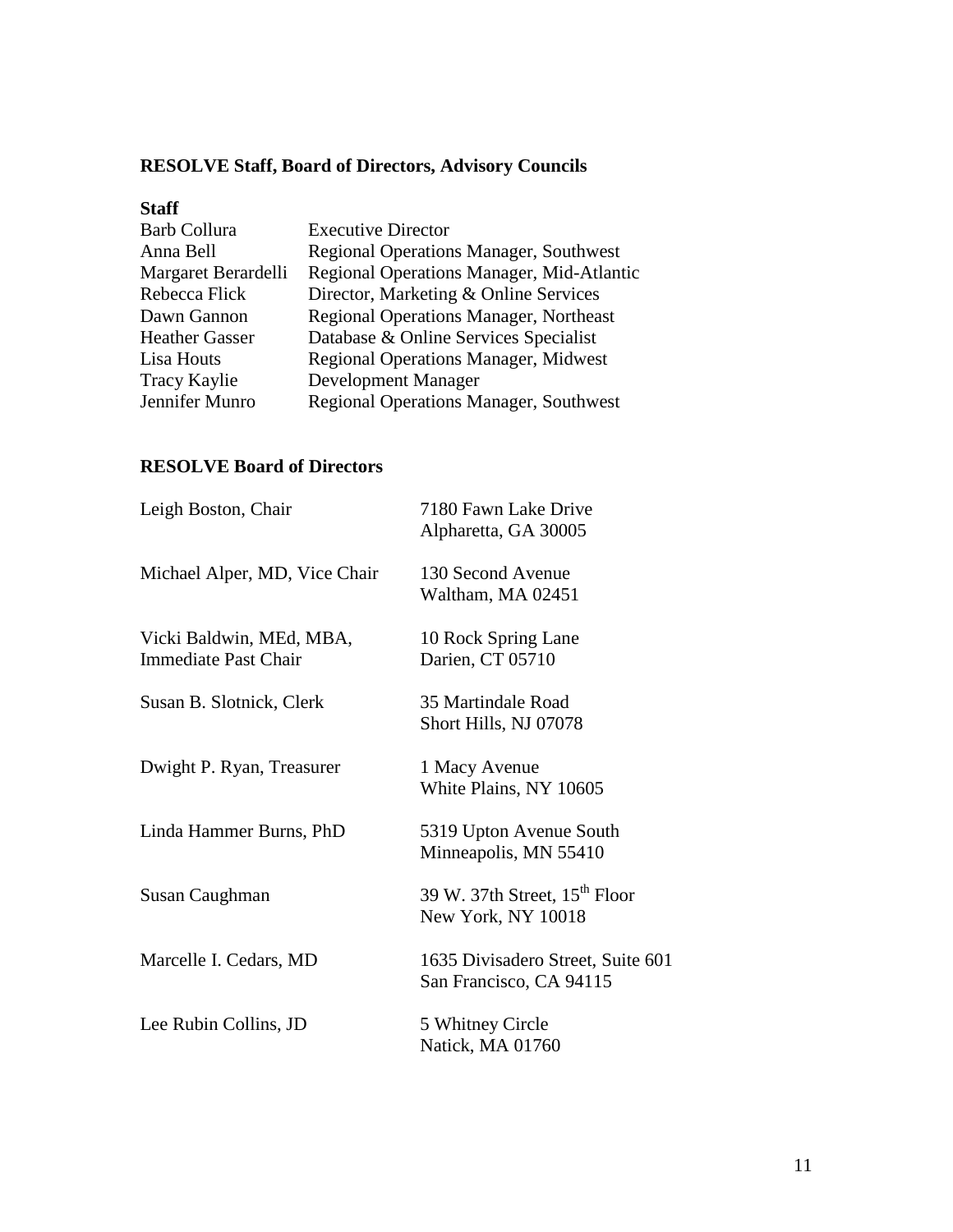## RESOLVE Staff, Board of Directors, Advisory Councils

### Staff

| | |
|---|---|
| Barb Collura | Executive Director |
| Anna Bell | Regional Operations Manager, Southwest |
| Margaret Berardelli | Regional Operations Manager, Mid-Atlantic |
| Rebecca Flick | Director, Marketing & Online Services |
| Dawn Gannon | Regional Operations Manager, Northeast |
| Heather Gasser | Database & Online Services Specialist |
| Lisa Houts | Regional Operations Manager, Midwest |
| Tracy Kaylie | Development Manager |
| Jennifer Munro | Regional Operations Manager, Southwest |

### RESOLVE Board of Directors

| | |
|---|---|
| Leigh Boston, Chair | 7180 Fawn Lake Drive<br>Alpharetta, GA 30005 |
| Michael Alper, MD, Vice Chair | 130 Second Avenue<br>Waltham, MA 02451 |
| Vicki Baldwin, MEd, MBA,<br>Immediate Past Chair | 10 Rock Spring Lane<br>Darien, CT 05710 |
| Susan B. Slotnick, Clerk | 35 Martindale Road<br>Short Hills, NJ 07078 |
| Dwight P. Ryan, Treasurer | 1 Macy Avenue<br>White Plains, NY 10605 |
| Linda Hammer Burns, PhD | 5319 Upton Avenue South<br>Minneapolis, MN 55410 |
| Susan Caughman | 39 W. 37th Street, 15th Floor<br>New York, NY 10018 |
| Marcelle I. Cedars, MD | 1635 Divisadero Street, Suite 601<br>San Francisco, CA 94115 |
| Lee Rubin Collins, JD | 5 Whitney Circle<br>Natick, MA 01760 |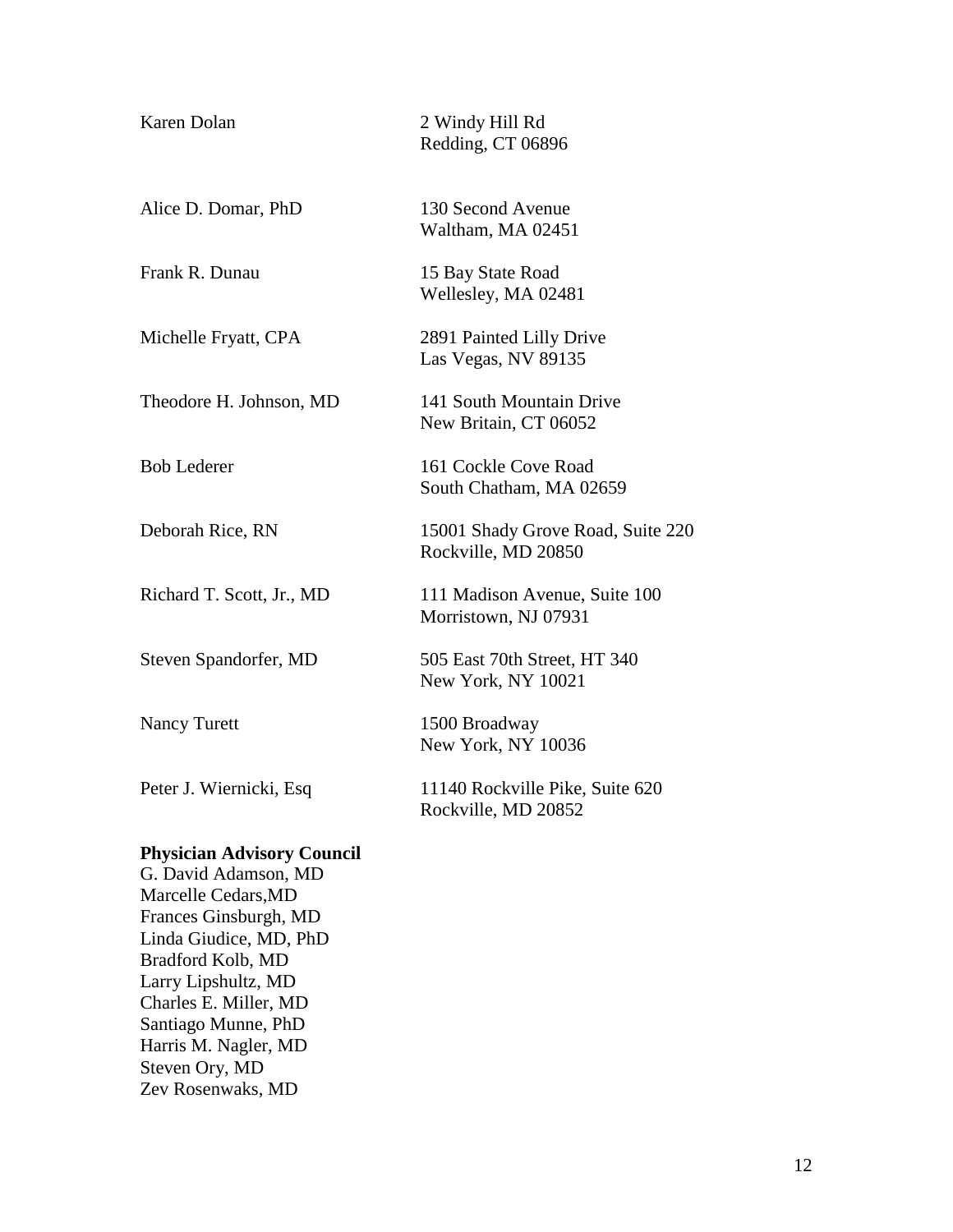| | |
|---|---|
| Karen Dolan | 2 Windy Hill Rd<br>Redding, CT 06896 |
| Alice D. Domar, PhD | 130 Second Avenue<br>Waltham, MA 02451 |
| Frank R. Dunau | 15 Bay State Road<br>Wellesley, MA 02481 |
| Michelle Fryatt, CPA | 2891 Painted Lilly Drive<br>Las Vegas, NV 89135 |
| Theodore H. Johnson, MD | 141 South Mountain Drive<br>New Britain, CT 06052 |
| Bob Lederer | 161 Cockle Cove Road<br>South Chatham, MA 02659 |
| Deborah Rice, RN | 15001 Shady Grove Road, Suite 220<br>Rockville, MD 20850 |
| Richard T. Scott, Jr., MD | 111 Madison Avenue, Suite 100<br>Morristown, NJ 07931 |
| Steven Spandorfer, MD | 505 East 70th Street, HT 340<br>New York, NY 10021 |
| Nancy Turett | 1500 Broadway<br>New York, NY 10036 |
| Peter J. Wiernicki, Esq | 11140 Rockville Pike, Suite 620<br>Rockville, MD 20852 |

**Physician Advisory Council**

G. David Adamson, MD
Marcelle Cedars,MD
Frances Ginsburgh, MD
Linda Giudice, MD, PhD
Bradford Kolb, MD
Larry Lipshultz, MD
Charles E. Miller, MD
Santiago Munne, PhD
Harris M. Nagler, MD
Steven Ory, MD
Zev Rosenwaks, MD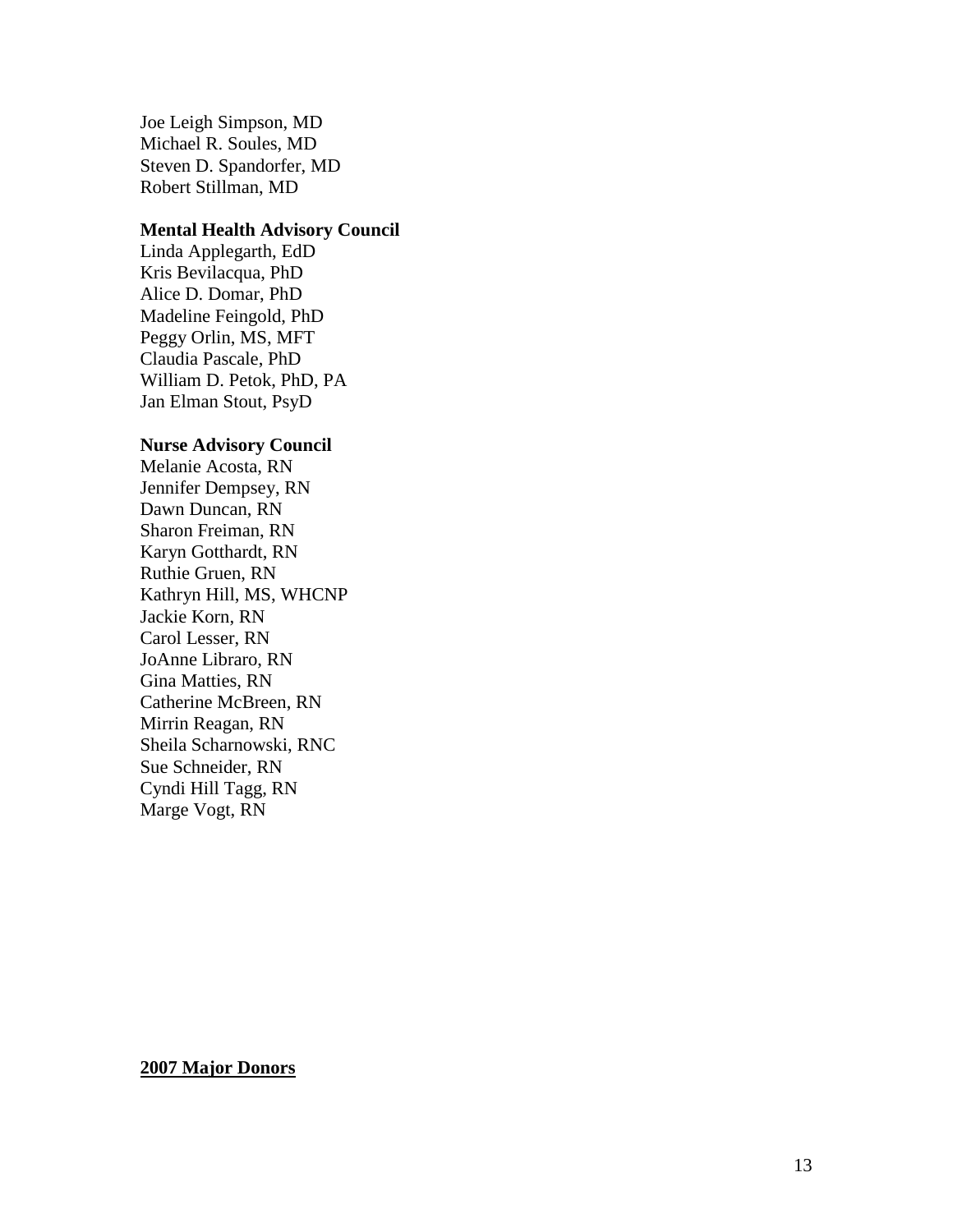Joe Leigh Simpson, MD
Michael R. Soules, MD
Steven D. Spandorfer, MD
Robert Stillman, MD

**Mental Health Advisory Council**

Linda Applegarth, EdD
Kris Bevilacqua, PhD
Alice D. Domar, PhD
Madeline Feingold, PhD
Peggy Orlin, MS, MFT
Claudia Pascale, PhD
William D. Petok, PhD, PA
Jan Elman Stout, PsyD

**Nurse Advisory Council**

Melanie Acosta, RN
Jennifer Dempsey, RN
Dawn Duncan, RN
Sharon Freiman, RN
Karyn Gotthardt, RN
Ruthie Gruen, RN
Kathryn Hill, MS, WHCNP
Jackie Korn, RN
Carol Lesser, RN
JoAnne Libraro, RN
Gina Matties, RN
Catherine McBreen, RN
Mirrin Reagan, RN
Sheila Scharnowski, RNC
Sue Schneider, RN
Cyndi Hill Tagg, RN
Marge Vogt, RN

**2007 Major Donors**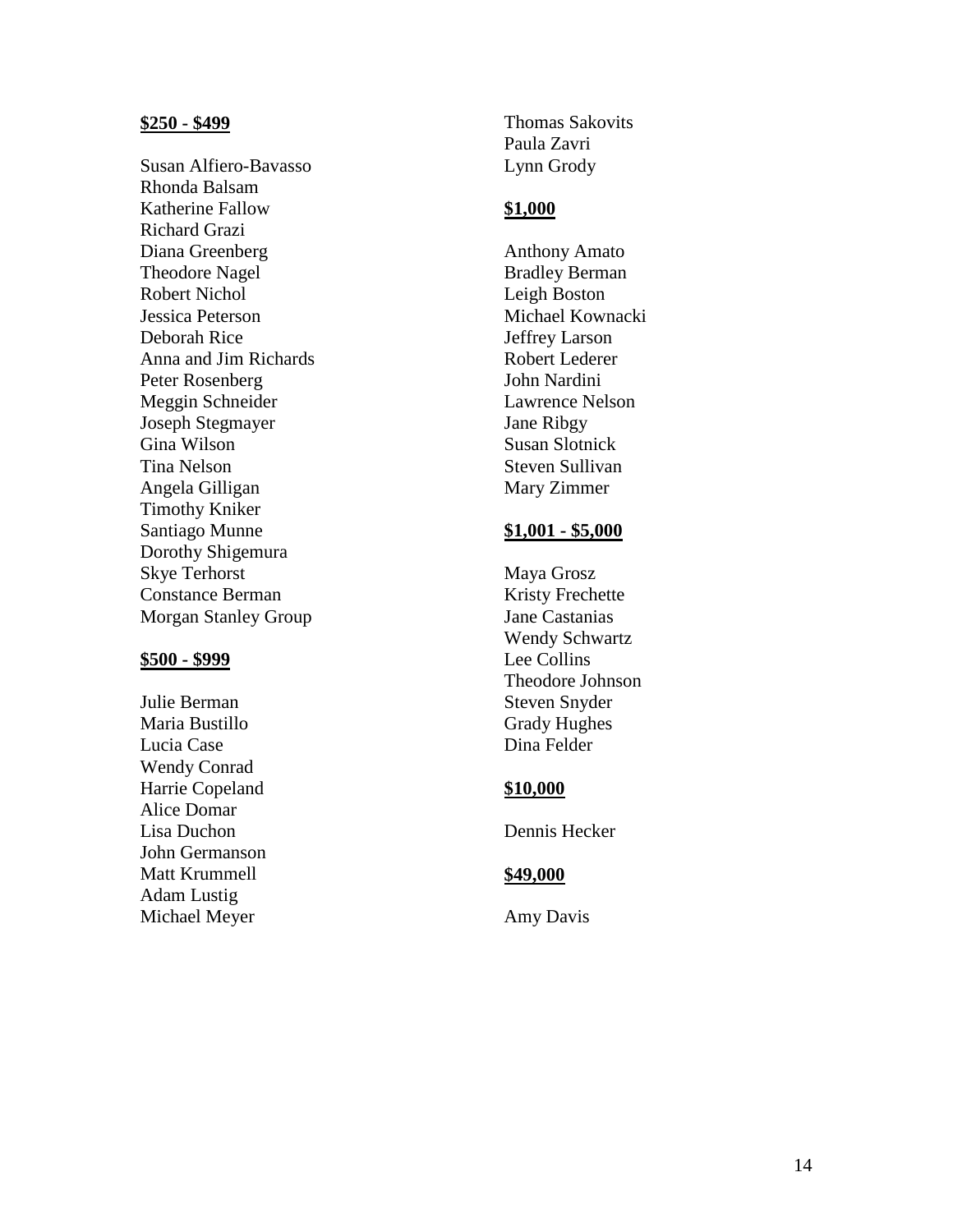**$250 - $499**

Susan Alfiero-Bavasso
Rhonda Balsam
Katherine Fallow
Richard Grazi
Diana Greenberg
Theodore Nagel
Robert Nichol
Jessica Peterson
Deborah Rice
Anna and Jim Richards
Peter Rosenberg
Meggin Schneider
Joseph Stegmayer
Gina Wilson
Tina Nelson
Angela Gilligan
Timothy Kniker
Santiago Munne
Dorothy Shigemura
Skye Terhorst
Constance Berman
Morgan Stanley Group

**$500 - $999**

Julie Berman
Maria Bustillo
Lucia Case
Wendy Conrad
Harrie Copeland
Alice Domar
Lisa Duchon
John Germanson
Matt Krummell
Adam Lustig
Michael Meyer
Thomas Sakovits
Paula Zavri
Lynn Grody

**$1,000**

Anthony Amato
Bradley Berman
Leigh Boston
Michael Kownacki
Jeffrey Larson
Robert Lederer
John Nardini
Lawrence Nelson
Jane Ribgy
Susan Slotnick
Steven Sullivan
Mary Zimmer

**$1,001 - $5,000**

Maya Grosz
Kristy Frechette
Jane Castanias
Wendy Schwartz
Lee Collins
Theodore Johnson
Steven Snyder
Grady Hughes
Dina Felder

**$10,000**

Dennis Hecker

**$49,000**

Amy Davis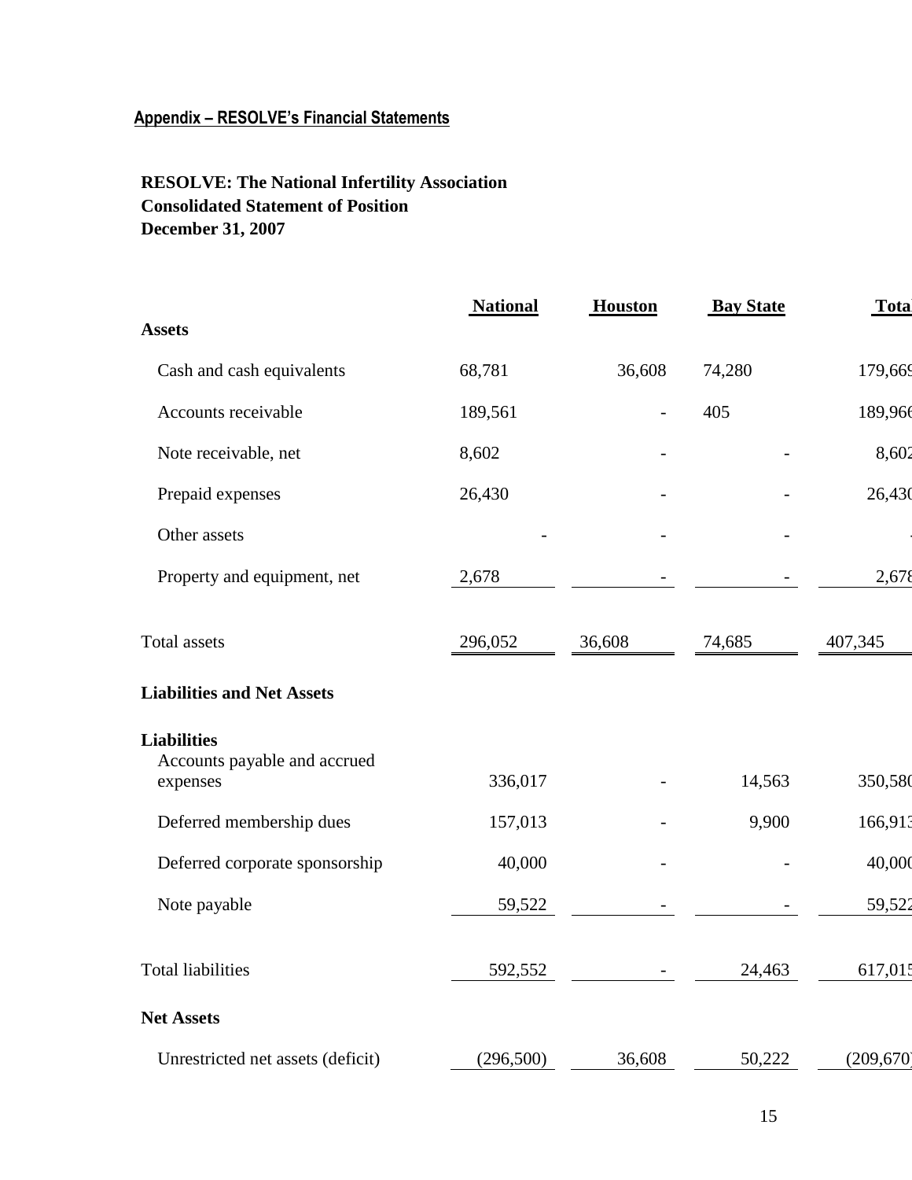## Appendix – RESOLVE's Financial Statements

**RESOLVE: The National Infertility Association**
**Consolidated Statement of Position**
**December 31, 2007**

| | National | Houston | Bay State | Total |
|---|---|---|---|---|
| **Assets** | | | | |
| Cash and cash equivalents | 68,781 | 36,608 | 74,280 | 179,669 |
| Accounts receivable | 189,561 | - | 405 | 189,966 |
| Note receivable, net | 8,602 | - | - | 8,602 |
| Prepaid expenses | 26,430 | - | - | 26,430 |
| Other assets | - | - | - | - |
| Property and equipment, net | 2,678 | - | - | 2,678 |
| Total assets | 296,052 | 36,608 | 74,685 | 407,345 |
| **Liabilities and Net Assets** | | | | |
| **Liabilities** | | | | |
| Accounts payable and accrued expenses | 336,017 | - | 14,563 | 350,580 |
| Deferred membership dues | 157,013 | - | 9,900 | 166,913 |
| Deferred corporate sponsorship | 40,000 | - | - | 40,000 |
| Note payable | 59,522 | - | - | 59,522 |
| Total liabilities | 592,552 | - | 24,463 | 617,015 |
| **Net Assets** | | | | |
| Unrestricted net assets (deficit) | (296,500) | 36,608 | 50,222 | (209,670) |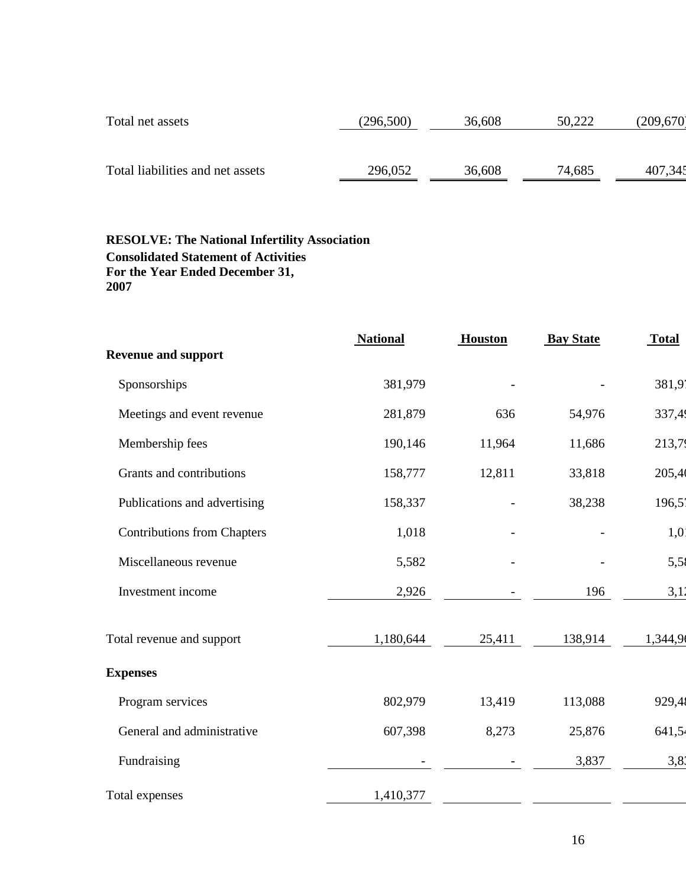| | | | | |
|---|---|---|---|---|
| Total net assets | (296,500) | 36,608 | 50,222 | (209,670 |
| Total liabilities and net assets | 296,052 | 36,608 | 74,685 | 407,345 |

**RESOLVE: The National Infertility Association**
**Consolidated Statement of Activities**
**For the Year Ended December 31, 2007**

| | National | Houston | Bay State | Total |
|---|---|---|---|---|
| **Revenue and support** | | | | |
| Sponsorships | 381,979 | - | - | 381,97 |
| Meetings and event revenue | 281,879 | 636 | 54,976 | 337,49 |
| Membership fees | 190,146 | 11,964 | 11,686 | 213,79 |
| Grants and contributions | 158,777 | 12,811 | 33,818 | 205,40 |
| Publications and advertising | 158,337 | - | 38,238 | 196,57 |
| Contributions from Chapters | 1,018 | - | - | 1,01 |
| Miscellaneous revenue | 5,582 | - | - | 5,58 |
| Investment income | 2,926 | - | 196 | 3,12 |
| Total revenue and support | 1,180,644 | 25,411 | 138,914 | 1,344,96 |
| **Expenses** | | | | |
| Program services | 802,979 | 13,419 | 113,088 | 929,48 |
| General and administrative | 607,398 | 8,273 | 25,876 | 641,54 |
| Fundraising | - | - | 3,837 | 3,83 |
| Total expenses | 1,410,377 | | | |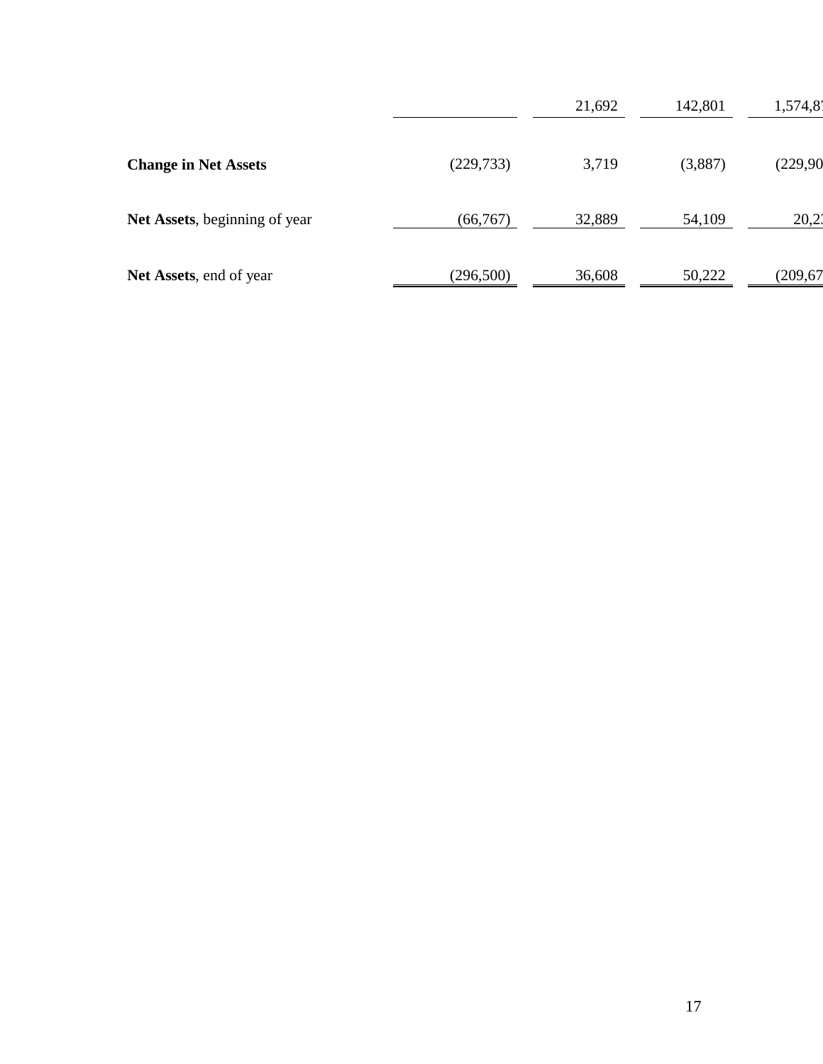| | | | | |
|---|---|---|---|---|
| | | 21,692 | 142,801 | 1,574,8 |
| **Change in Net Assets** | (229,733) | 3,719 | (3,887) | (229,90 |
| **Net Assets**, beginning of year | (66,767) | 32,889 | 54,109 | 20,2 |
| **Net Assets**, end of year | (296,500) | 36,608 | 50,222 | (209,67 |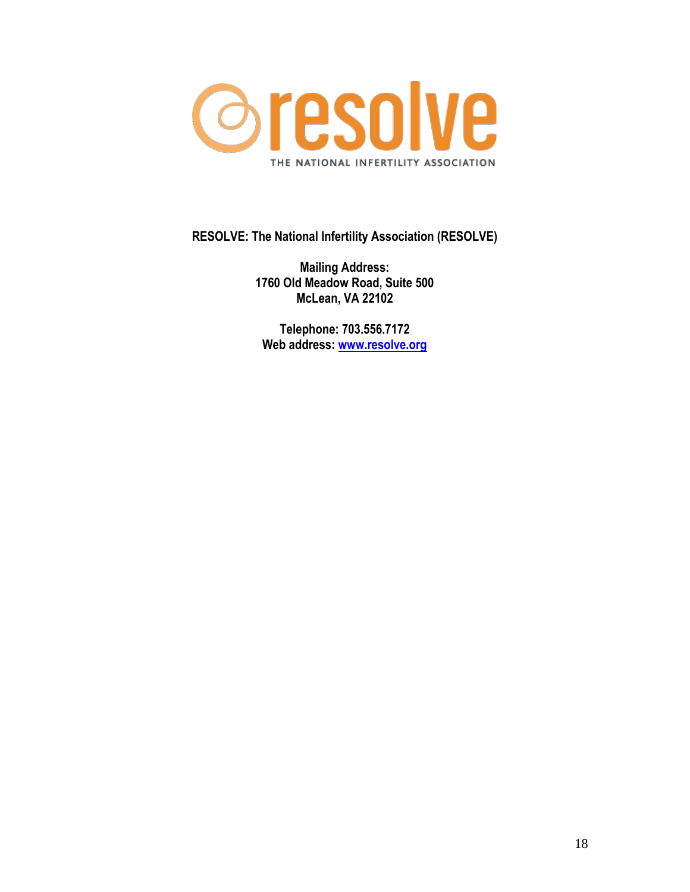**RESOLVE: The National Infertility Association (RESOLVE)**

**Mailing Address:**
**1760 Old Meadow Road, Suite 500**
**McLean, VA 22102**

**Telephone: 703.556.7172**
**Web address: [www.resolve.org](http://www.resolve.org)**